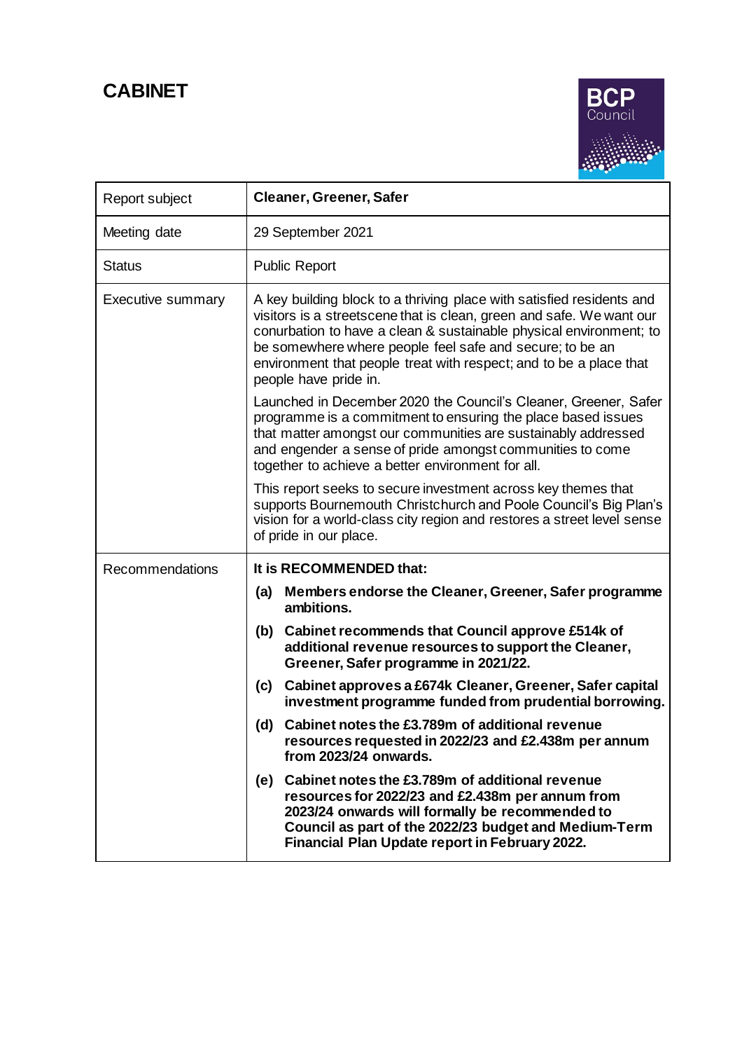# CABINET

| Report subject | **Cleaner, Greener, Safer** |
|---|---|
| Meeting date | 29 September 2021 |
| Status | Public Report |
| Executive summary | A key building block to a thriving place with satisfied residents and visitors is a streetscene that is clean, green and safe. We want our conurbation to have a clean & sustainable physical environment; to be somewhere where people feel safe and secure; to be an environment that people treat with respect; and to be a place that people have pride in.<br><br>Launched in December 2020 the Council's Cleaner, Greener, Safer programme is a commitment to ensuring the place based issues that matter amongst our communities are sustainably addressed and engender a sense of pride amongst communities to come together to achieve a better environment for all.<br><br>This report seeks to secure investment across key themes that supports Bournemouth Christchurch and Poole Council's Big Plan's vision for a world-class city region and restores a street level sense of pride in our place. |
| Recommendations | **It is RECOMMENDED that:**<br><br>**(a) Members endorse the Cleaner, Greener, Safer programme ambitions.**<br><br>**(b) Cabinet recommends that Council approve £514k of additional revenue resources to support the Cleaner, Greener, Safer programme in 2021/22.**<br><br>**(c) Cabinet approves a £674k Cleaner, Greener, Safer capital investment programme funded from prudential borrowing.**<br><br>**(d) Cabinet notes the £3.789m of additional revenue resources requested in 2022/23 and £2.438m per annum from 2023/24 onwards.**<br><br>**(e) Cabinet notes the £3.789m of additional revenue resources for 2022/23 and £2.438m per annum from 2023/24 onwards will formally be recommended to Council as part of the 2022/23 budget and Medium-Term Financial Plan Update report in February 2022.** |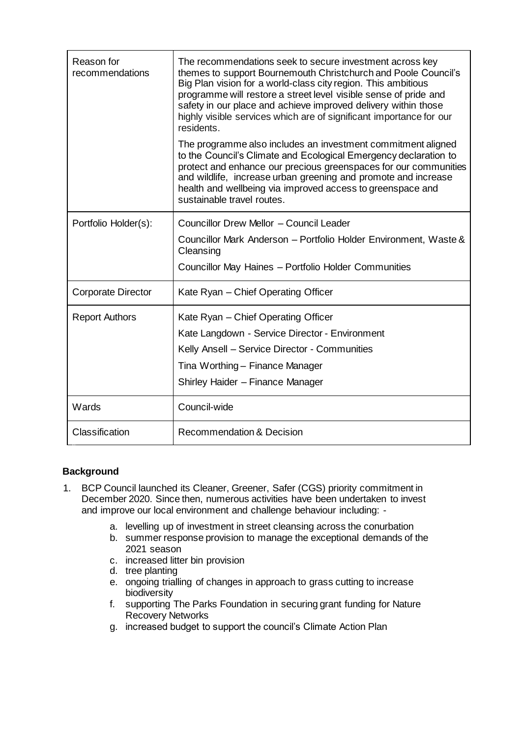| | |
|---|---|
| Reason for recommendations | The recommendations seek to secure investment across key themes to support Bournemouth Christchurch and Poole Council's Big Plan vision for a world-class city region. This ambitious programme will restore a street level visible sense of pride and safety in our place and achieve improved delivery within those highly visible services which are of significant importance for our residents.<br><br>The programme also includes an investment commitment aligned to the Council's Climate and Ecological Emergency declaration to protect and enhance our precious greenspaces for our communities and wildlife, increase urban greening and promote and increase health and wellbeing via improved access to greenspace and sustainable travel routes. |
| Portfolio Holder(s): | Councillor Drew Mellor – Council Leader<br><br>Councillor Mark Anderson – Portfolio Holder Environment, Waste & Cleansing<br><br>Councillor May Haines – Portfolio Holder Communities |
| Corporate Director | Kate Ryan – Chief Operating Officer |
| Report Authors | Kate Ryan – Chief Operating Officer<br><br>Kate Langdown - Service Director - Environment<br><br>Kelly Ansell – Service Director - Communities<br><br>Tina Worthing – Finance Manager<br><br>Shirley Haider – Finance Manager |
| Wards | Council-wide |
| Classification | Recommendation & Decision |

**Background**

1. BCP Council launched its Cleaner, Greener, Safer (CGS) priority commitment in December 2020. Since then, numerous activities have been undertaken to invest and improve our local environment and challenge behaviour including: -

   a. levelling up of investment in street cleansing across the conurbation
   b. summer response provision to manage the exceptional demands of the 2021 season
   c. increased litter bin provision
   d. tree planting
   e. ongoing trialling of changes in approach to grass cutting to increase biodiversity
   f. supporting The Parks Foundation in securing grant funding for Nature Recovery Networks
   g. increased budget to support the council's Climate Action Plan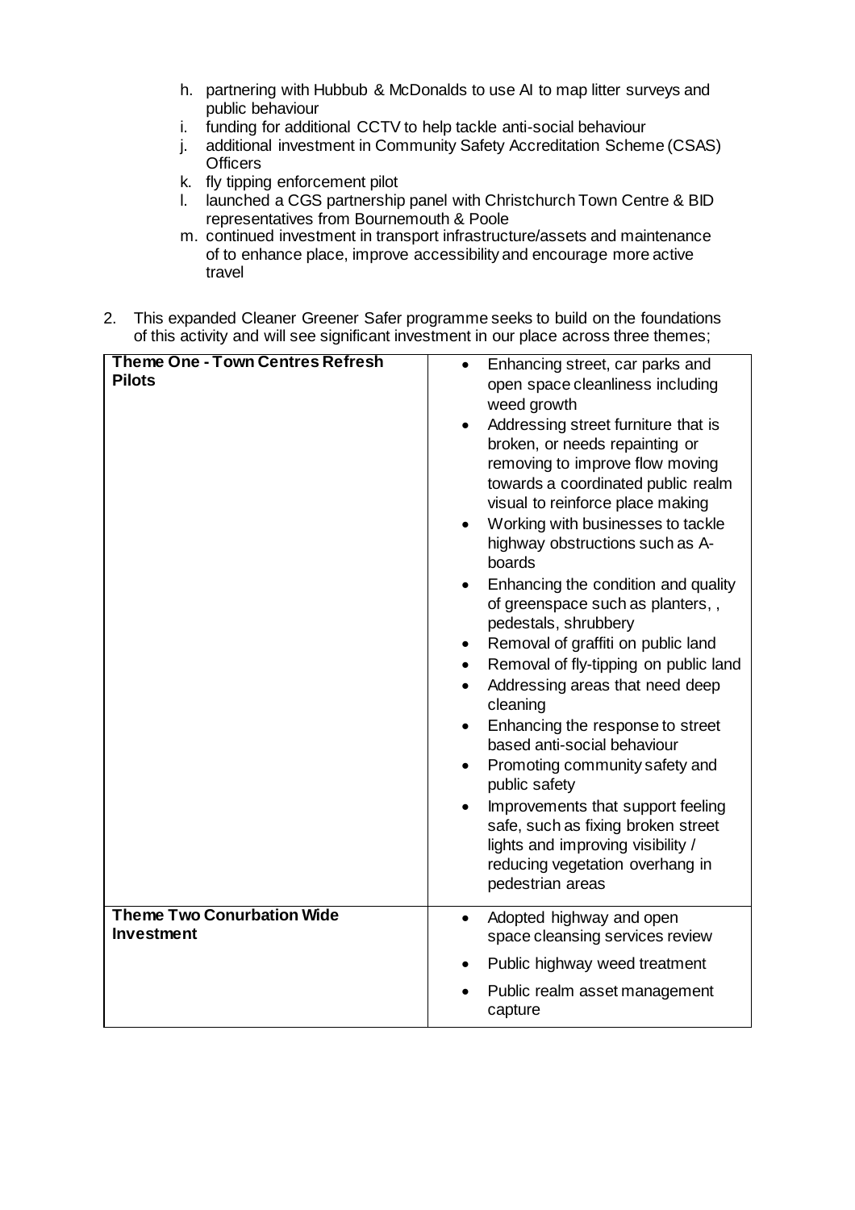h. partnering with Hubbub & McDonalds to use AI to map litter surveys and public behaviour
i. funding for additional CCTV to help tackle anti-social behaviour
j. additional investment in Community Safety Accreditation Scheme (CSAS) Officers
k. fly tipping enforcement pilot
l. launched a CGS partnership panel with Christchurch Town Centre & BID representatives from Bournemouth & Poole
m. continued investment in transport infrastructure/assets and maintenance of to enhance place, improve accessibility and encourage more active travel

2. This expanded Cleaner Greener Safer programme seeks to build on the foundations of this activity and will see significant investment in our place across three themes;

| **Theme One - Town Centres Refresh Pilots** | • Enhancing street, car parks and open space cleanliness including weed growth<br>• Addressing street furniture that is broken, or needs repainting or removing to improve flow moving towards a coordinated public realm visual to reinforce place making<br>• Working with businesses to tackle highway obstructions such as A-boards<br>• Enhancing the condition and quality of greenspace such as planters, , pedestals, shrubbery<br>• Removal of graffiti on public land<br>• Removal of fly-tipping on public land<br>• Addressing areas that need deep cleaning<br>• Enhancing the response to street based anti-social behaviour<br>• Promoting community safety and public safety<br>• Improvements that support feeling safe, such as fixing broken street lights and improving visibility / reducing vegetation overhang in pedestrian areas |
|---|---|
| **Theme Two Conurbation Wide Investment** | • Adopted highway and open space cleansing services review<br>• Public highway weed treatment<br>• Public realm asset management capture |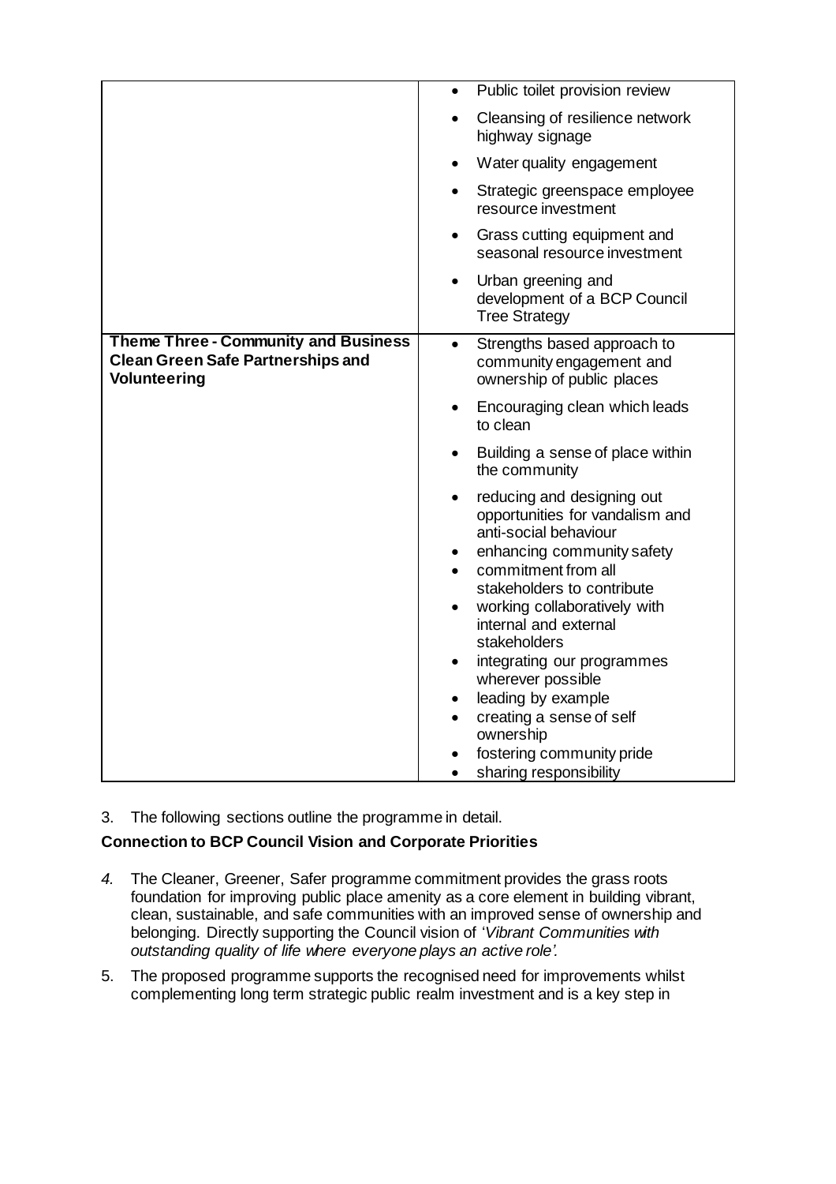| | |
|---|---|
| | <ul><li>Public toilet provision review</li><li>Cleansing of resilience network highway signage</li><li>Water quality engagement</li><li>Strategic greenspace employee resource investment</li><li>Grass cutting equipment and seasonal resource investment</li><li>Urban greening and development of a BCP Council Tree Strategy</li></ul> |
| **Theme Three - Community and Business Clean Green Safe Partnerships and Volunteering** | <ul><li>Strengths based approach to community engagement and ownership of public places</li><li>Encouraging clean which leads to clean</li><li>Building a sense of place within the community</li><li>reducing and designing out opportunities for vandalism and anti-social behaviour</li><li>enhancing community safety</li><li>commitment from all stakeholders to contribute</li><li>working collaboratively with internal and external stakeholders</li><li>integrating our programmes wherever possible</li><li>leading by example</li><li>creating a sense of self ownership</li><li>fostering community pride</li><li>sharing responsibility</li></ul> |

3. The following sections outline the programme in detail.

**Connection to BCP Council Vision and Corporate Priorities**

4. The Cleaner, Greener, Safer programme commitment provides the grass roots foundation for improving public place amenity as a core element in building vibrant, clean, sustainable, and safe communities with an improved sense of ownership and belonging. Directly supporting the Council vision of '*Vibrant Communities with outstanding quality of life where everyone plays an active role'.*

5. The proposed programme supports the recognised need for improvements whilst complementing long term strategic public realm investment and is a key step in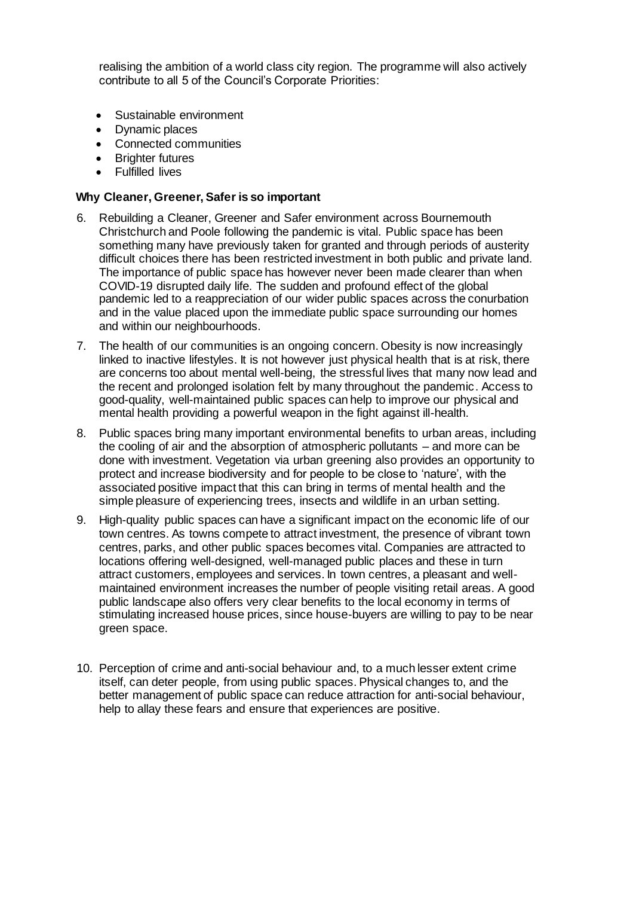realising the ambition of a world class city region. The programme will also actively contribute to all 5 of the Council's Corporate Priorities:

- Sustainable environment
- Dynamic places
- Connected communities
- Brighter futures
- Fulfilled lives

**Why Cleaner, Greener, Safer is so important**

6. Rebuilding a Cleaner, Greener and Safer environment across Bournemouth Christchurch and Poole following the pandemic is vital. Public space has been something many have previously taken for granted and through periods of austerity difficult choices there has been restricted investment in both public and private land. The importance of public space has however never been made clearer than when COVID-19 disrupted daily life. The sudden and profound effect of the global pandemic led to a reappreciation of our wider public spaces across the conurbation and in the value placed upon the immediate public space surrounding our homes and within our neighbourhoods.
7. The health of our communities is an ongoing concern. Obesity is now increasingly linked to inactive lifestyles. It is not however just physical health that is at risk, there are concerns too about mental well-being, the stressful lives that many now lead and the recent and prolonged isolation felt by many throughout the pandemic. Access to good-quality, well-maintained public spaces can help to improve our physical and mental health providing a powerful weapon in the fight against ill-health.
8. Public spaces bring many important environmental benefits to urban areas, including the cooling of air and the absorption of atmospheric pollutants – and more can be done with investment. Vegetation via urban greening also provides an opportunity to protect and increase biodiversity and for people to be close to 'nature', with the associated positive impact that this can bring in terms of mental health and the simple pleasure of experiencing trees, insects and wildlife in an urban setting.
9. High-quality public spaces can have a significant impact on the economic life of our town centres. As towns compete to attract investment, the presence of vibrant town centres, parks, and other public spaces becomes vital. Companies are attracted to locations offering well-designed, well-managed public places and these in turn attract customers, employees and services. In town centres, a pleasant and well-maintained environment increases the number of people visiting retail areas. A good public landscape also offers very clear benefits to the local economy in terms of stimulating increased house prices, since house-buyers are willing to pay to be near green space.
10. Perception of crime and anti-social behaviour and, to a much lesser extent crime itself, can deter people, from using public spaces. Physical changes to, and the better management of public space can reduce attraction for anti-social behaviour, help to allay these fears and ensure that experiences are positive.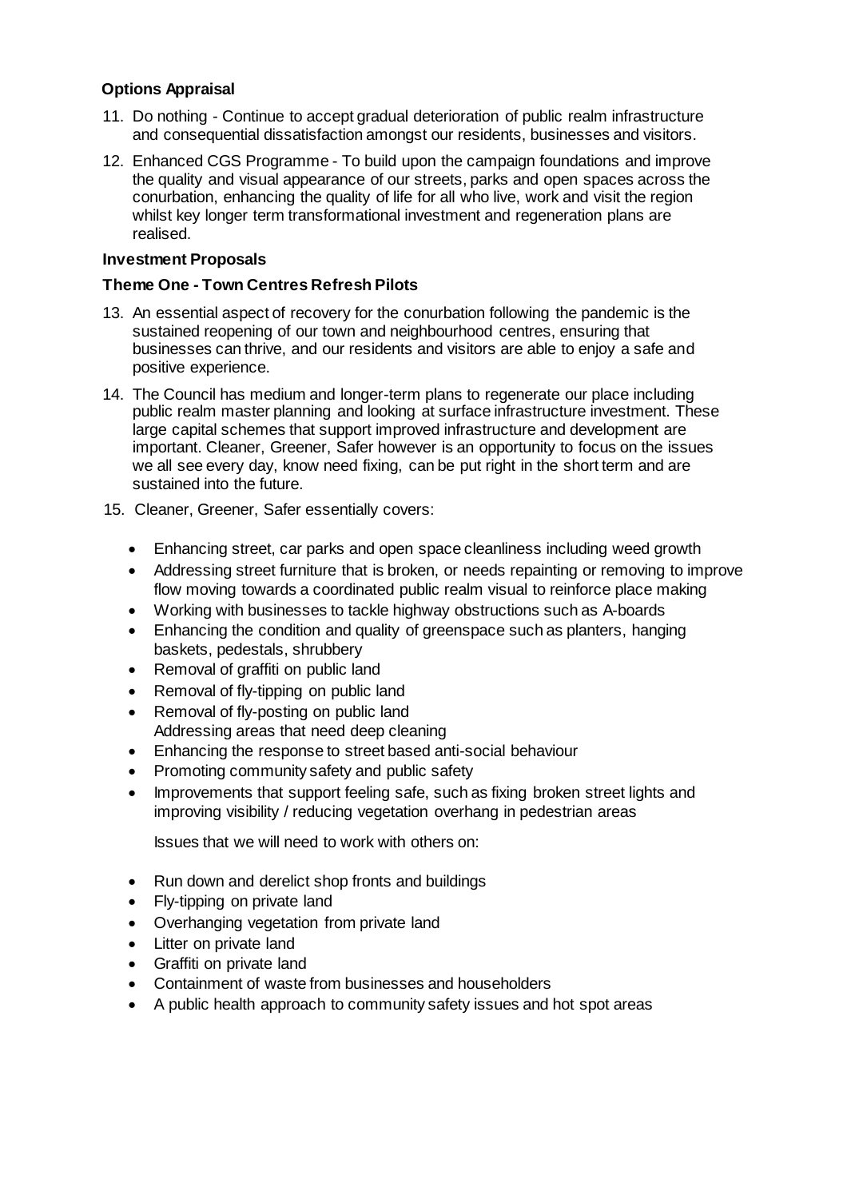**Options Appraisal**

11. Do nothing - Continue to accept gradual deterioration of public realm infrastructure and consequential dissatisfaction amongst our residents, businesses and visitors.
12. Enhanced CGS Programme - To build upon the campaign foundations and improve the quality and visual appearance of our streets, parks and open spaces across the conurbation, enhancing the quality of life for all who live, work and visit the region whilst key longer term transformational investment and regeneration plans are realised.

**Investment Proposals**

**Theme One - Town Centres Refresh Pilots**

13. An essential aspect of recovery for the conurbation following the pandemic is the sustained reopening of our town and neighbourhood centres, ensuring that businesses can thrive, and our residents and visitors are able to enjoy a safe and positive experience.
14. The Council has medium and longer-term plans to regenerate our place including public realm master planning and looking at surface infrastructure investment. These large capital schemes that support improved infrastructure and development are important. Cleaner, Greener, Safer however is an opportunity to focus on the issues we all see every day, know need fixing, can be put right in the short term and are sustained into the future.
15. Cleaner, Greener, Safer essentially covers:

    - Enhancing street, car parks and open space cleanliness including weed growth
    - Addressing street furniture that is broken, or needs repainting or removing to improve flow moving towards a coordinated public realm visual to reinforce place making
    - Working with businesses to tackle highway obstructions such as A-boards
    - Enhancing the condition and quality of greenspace such as planters, hanging baskets, pedestals, shrubbery
    - Removal of graffiti on public land
    - Removal of fly-tipping on public land
    - Removal of fly-posting on public land
      Addressing areas that need deep cleaning
    - Enhancing the response to street based anti-social behaviour
    - Promoting community safety and public safety
    - Improvements that support feeling safe, such as fixing broken street lights and improving visibility / reducing vegetation overhang in pedestrian areas

    Issues that we will need to work with others on:

    - Run down and derelict shop fronts and buildings
    - Fly-tipping on private land
    - Overhanging vegetation from private land
    - Litter on private land
    - Graffiti on private land
    - Containment of waste from businesses and householders
    - A public health approach to community safety issues and hot spot areas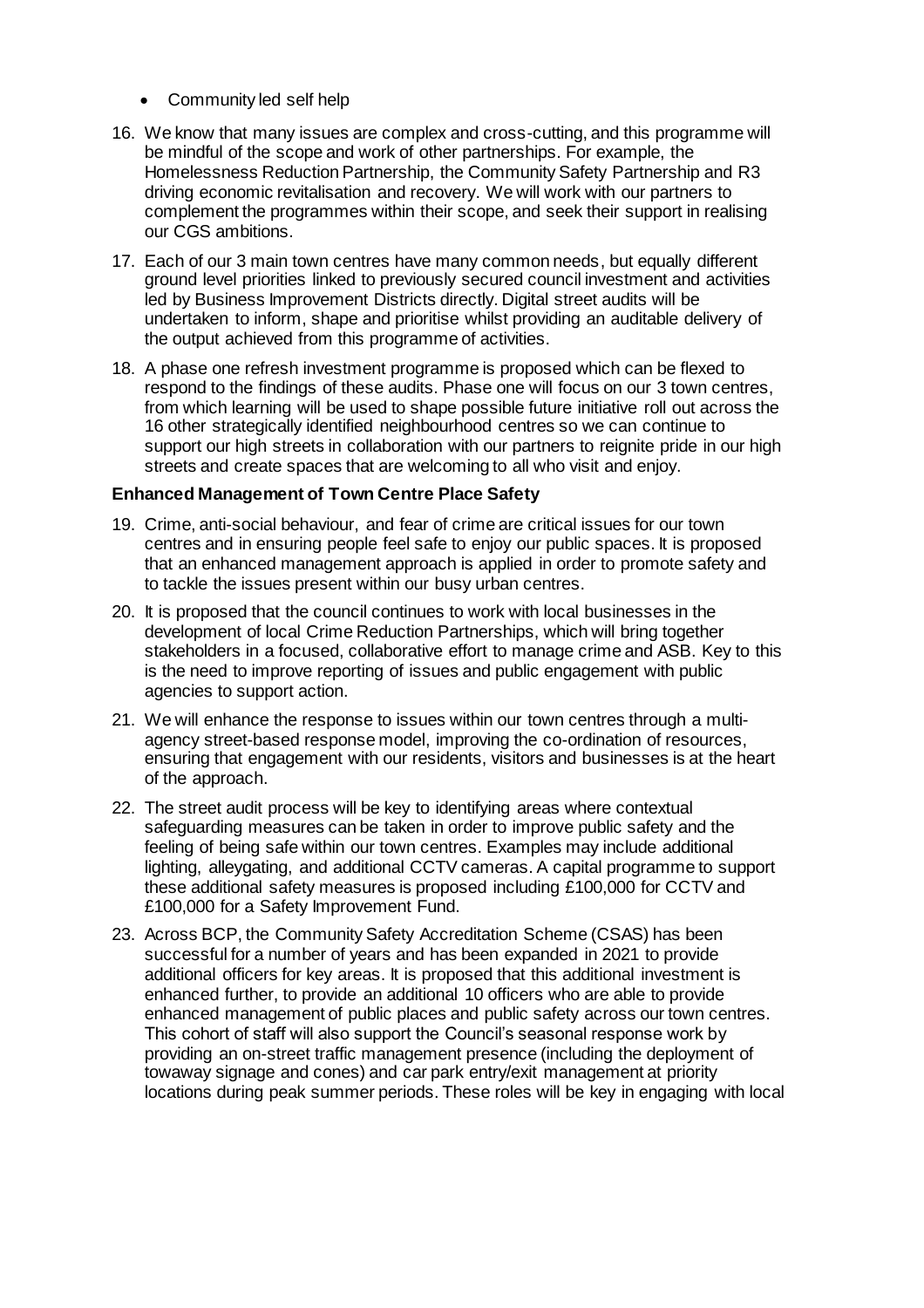- Community led self help

16. We know that many issues are complex and cross-cutting, and this programme will be mindful of the scope and work of other partnerships. For example, the Homelessness Reduction Partnership, the Community Safety Partnership and R3 driving economic revitalisation and recovery. We will work with our partners to complement the programmes within their scope, and seek their support in realising our CGS ambitions.

17. Each of our 3 main town centres have many common needs, but equally different ground level priorities linked to previously secured council investment and activities led by Business Improvement Districts directly. Digital street audits will be undertaken to inform, shape and prioritise whilst providing an auditable delivery of the output achieved from this programme of activities.

18. A phase one refresh investment programme is proposed which can be flexed to respond to the findings of these audits. Phase one will focus on our 3 town centres, from which learning will be used to shape possible future initiative roll out across the 16 other strategically identified neighbourhood centres so we can continue to support our high streets in collaboration with our partners to reignite pride in our high streets and create spaces that are welcoming to all who visit and enjoy.

**Enhanced Management of Town Centre Place Safety**

19. Crime, anti-social behaviour, and fear of crime are critical issues for our town centres and in ensuring people feel safe to enjoy our public spaces. It is proposed that an enhanced management approach is applied in order to promote safety and to tackle the issues present within our busy urban centres.

20. It is proposed that the council continues to work with local businesses in the development of local Crime Reduction Partnerships, which will bring together stakeholders in a focused, collaborative effort to manage crime and ASB. Key to this is the need to improve reporting of issues and public engagement with public agencies to support action.

21. We will enhance the response to issues within our town centres through a multi-agency street-based response model, improving the co-ordination of resources, ensuring that engagement with our residents, visitors and businesses is at the heart of the approach.

22. The street audit process will be key to identifying areas where contextual safeguarding measures can be taken in order to improve public safety and the feeling of being safe within our town centres. Examples may include additional lighting, alleygating, and additional CCTV cameras. A capital programme to support these additional safety measures is proposed including £100,000 for CCTV and £100,000 for a Safety Improvement Fund.

23. Across BCP, the Community Safety Accreditation Scheme (CSAS) has been successful for a number of years and has been expanded in 2021 to provide additional officers for key areas. It is proposed that this additional investment is enhanced further, to provide an additional 10 officers who are able to provide enhanced management of public places and public safety across our town centres. This cohort of staff will also support the Council's seasonal response work by providing an on-street traffic management presence (including the deployment of towaway signage and cones) and car park entry/exit management at priority locations during peak summer periods. These roles will be key in engaging with local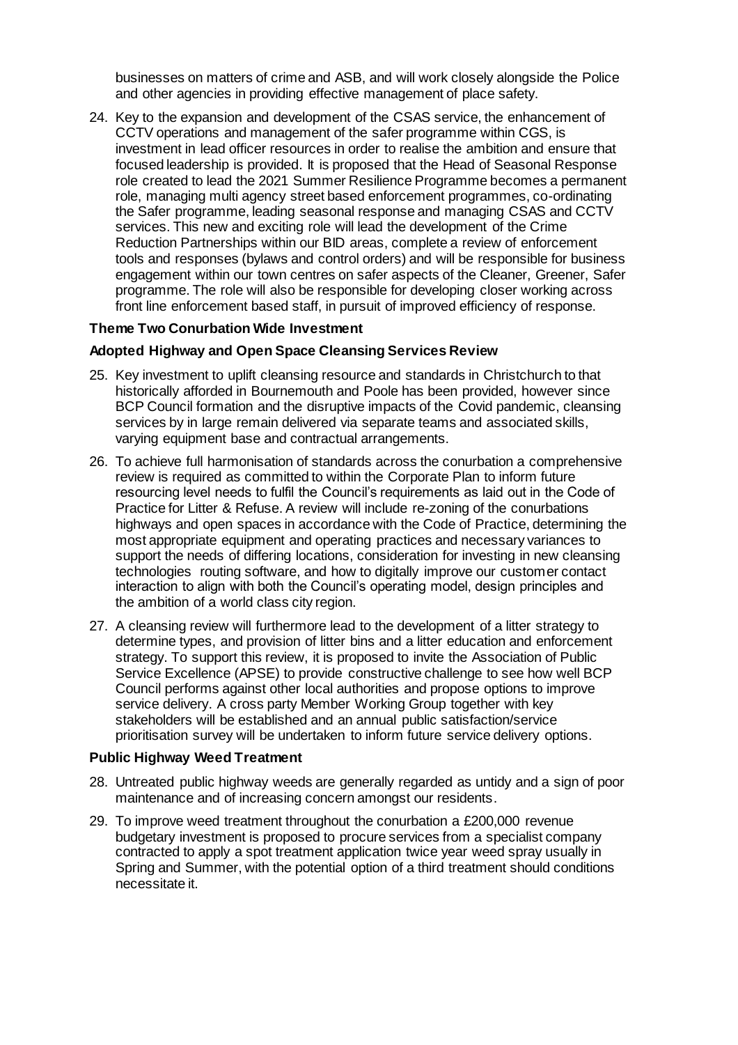businesses on matters of crime and ASB, and will work closely alongside the Police and other agencies in providing effective management of place safety.

24. Key to the expansion and development of the CSAS service, the enhancement of CCTV operations and management of the safer programme within CGS, is investment in lead officer resources in order to realise the ambition and ensure that focused leadership is provided. It is proposed that the Head of Seasonal Response role created to lead the 2021 Summer Resilience Programme becomes a permanent role, managing multi agency street based enforcement programmes, co-ordinating the Safer programme, leading seasonal response and managing CSAS and CCTV services. This new and exciting role will lead the development of the Crime Reduction Partnerships within our BID areas, complete a review of enforcement tools and responses (bylaws and control orders) and will be responsible for business engagement within our town centres on safer aspects of the Cleaner, Greener, Safer programme. The role will also be responsible for developing closer working across front line enforcement based staff, in pursuit of improved efficiency of response.

**Theme Two Conurbation Wide Investment**

**Adopted Highway and Open Space Cleansing Services Review**

25. Key investment to uplift cleansing resource and standards in Christchurch to that historically afforded in Bournemouth and Poole has been provided, however since BCP Council formation and the disruptive impacts of the Covid pandemic, cleansing services by in large remain delivered via separate teams and associated skills, varying equipment base and contractual arrangements.

26. To achieve full harmonisation of standards across the conurbation a comprehensive review is required as committed to within the Corporate Plan to inform future resourcing level needs to fulfil the Council's requirements as laid out in the Code of Practice for Litter & Refuse. A review will include re-zoning of the conurbations highways and open spaces in accordance with the Code of Practice, determining the most appropriate equipment and operating practices and necessary variances to support the needs of differing locations, consideration for investing in new cleansing technologies routing software, and how to digitally improve our customer contact interaction to align with both the Council's operating model, design principles and the ambition of a world class city region.

27. A cleansing review will furthermore lead to the development of a litter strategy to determine types, and provision of litter bins and a litter education and enforcement strategy. To support this review, it is proposed to invite the Association of Public Service Excellence (APSE) to provide constructive challenge to see how well BCP Council performs against other local authorities and propose options to improve service delivery. A cross party Member Working Group together with key stakeholders will be established and an annual public satisfaction/service prioritisation survey will be undertaken to inform future service delivery options.

**Public Highway Weed Treatment**

28. Untreated public highway weeds are generally regarded as untidy and a sign of poor maintenance and of increasing concern amongst our residents.

29. To improve weed treatment throughout the conurbation a £200,000 revenue budgetary investment is proposed to procure services from a specialist company contracted to apply a spot treatment application twice year weed spray usually in Spring and Summer, with the potential option of a third treatment should conditions necessitate it.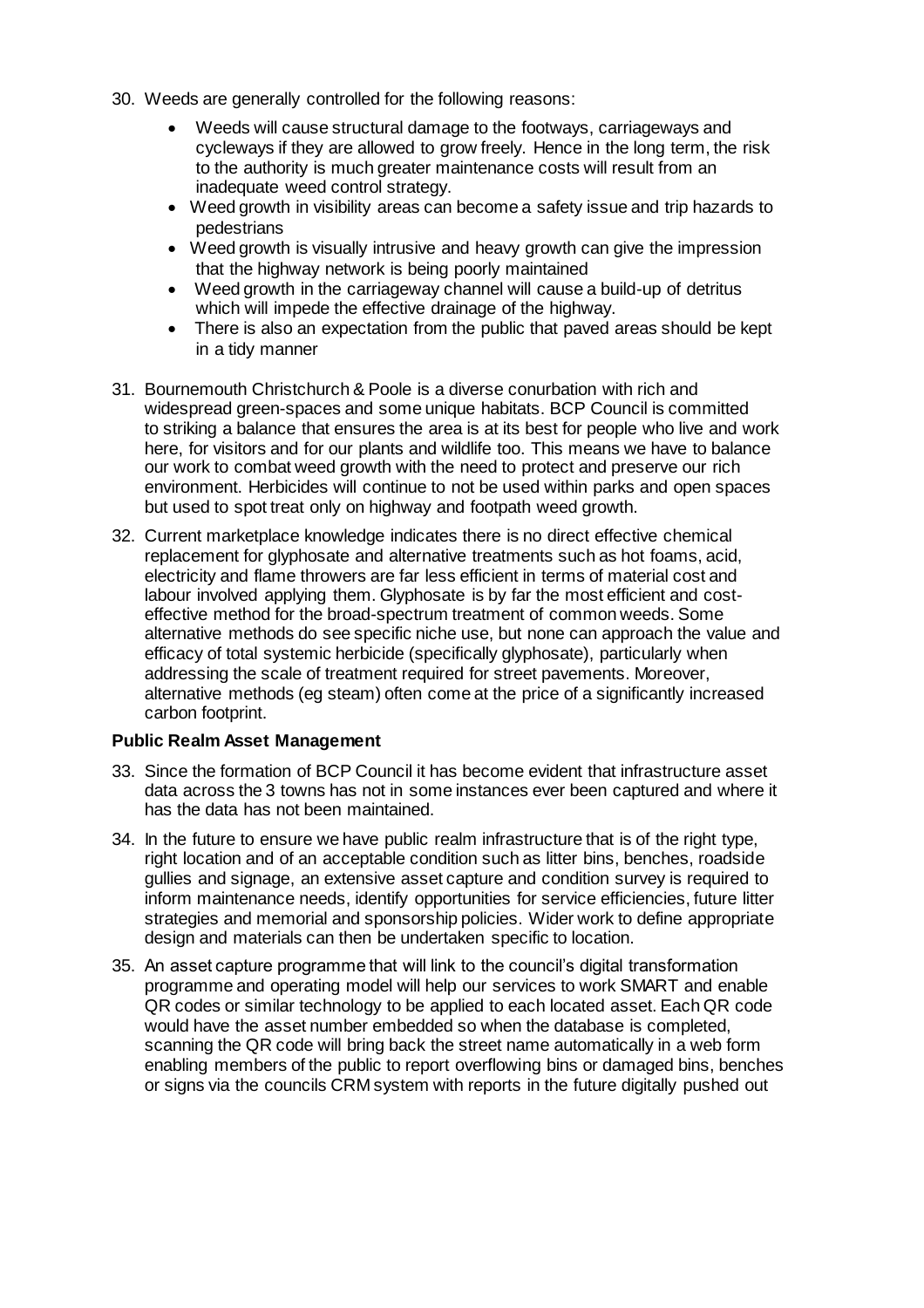30. Weeds are generally controlled for the following reasons:

    - Weeds will cause structural damage to the footways, carriageways and cycleways if they are allowed to grow freely. Hence in the long term, the risk to the authority is much greater maintenance costs will result from an inadequate weed control strategy.
    - Weed growth in visibility areas can become a safety issue and trip hazards to pedestrians
    - Weed growth is visually intrusive and heavy growth can give the impression that the highway network is being poorly maintained
    - Weed growth in the carriageway channel will cause a build-up of detritus which will impede the effective drainage of the highway.
    - There is also an expectation from the public that paved areas should be kept in a tidy manner

31. Bournemouth Christchurch & Poole is a diverse conurbation with rich and widespread green-spaces and some unique habitats. BCP Council is committed to striking a balance that ensures the area is at its best for people who live and work here, for visitors and for our plants and wildlife too. This means we have to balance our work to combat weed growth with the need to protect and preserve our rich environment. Herbicides will continue to not be used within parks and open spaces but used to spot treat only on highway and footpath weed growth.

32. Current marketplace knowledge indicates there is no direct effective chemical replacement for glyphosate and alternative treatments such as hot foams, acid, electricity and flame throwers are far less efficient in terms of material cost and labour involved applying them. Glyphosate is by far the most efficient and cost-effective method for the broad-spectrum treatment of common weeds. Some alternative methods do see specific niche use, but none can approach the value and efficacy of total systemic herbicide (specifically glyphosate), particularly when addressing the scale of treatment required for street pavements. Moreover, alternative methods (eg steam) often come at the price of a significantly increased carbon footprint.

**Public Realm Asset Management**

33. Since the formation of BCP Council it has become evident that infrastructure asset data across the 3 towns has not in some instances ever been captured and where it has the data has not been maintained.

34. In the future to ensure we have public realm infrastructure that is of the right type, right location and of an acceptable condition such as litter bins, benches, roadside gullies and signage, an extensive asset capture and condition survey is required to inform maintenance needs, identify opportunities for service efficiencies, future litter strategies and memorial and sponsorship policies. Wider work to define appropriate design and materials can then be undertaken specific to location.

35. An asset capture programme that will link to the council's digital transformation programme and operating model will help our services to work SMART and enable QR codes or similar technology to be applied to each located asset. Each QR code would have the asset number embedded so when the database is completed, scanning the QR code will bring back the street name automatically in a web form enabling members of the public to report overflowing bins or damaged bins, benches or signs via the councils CRM system with reports in the future digitally pushed out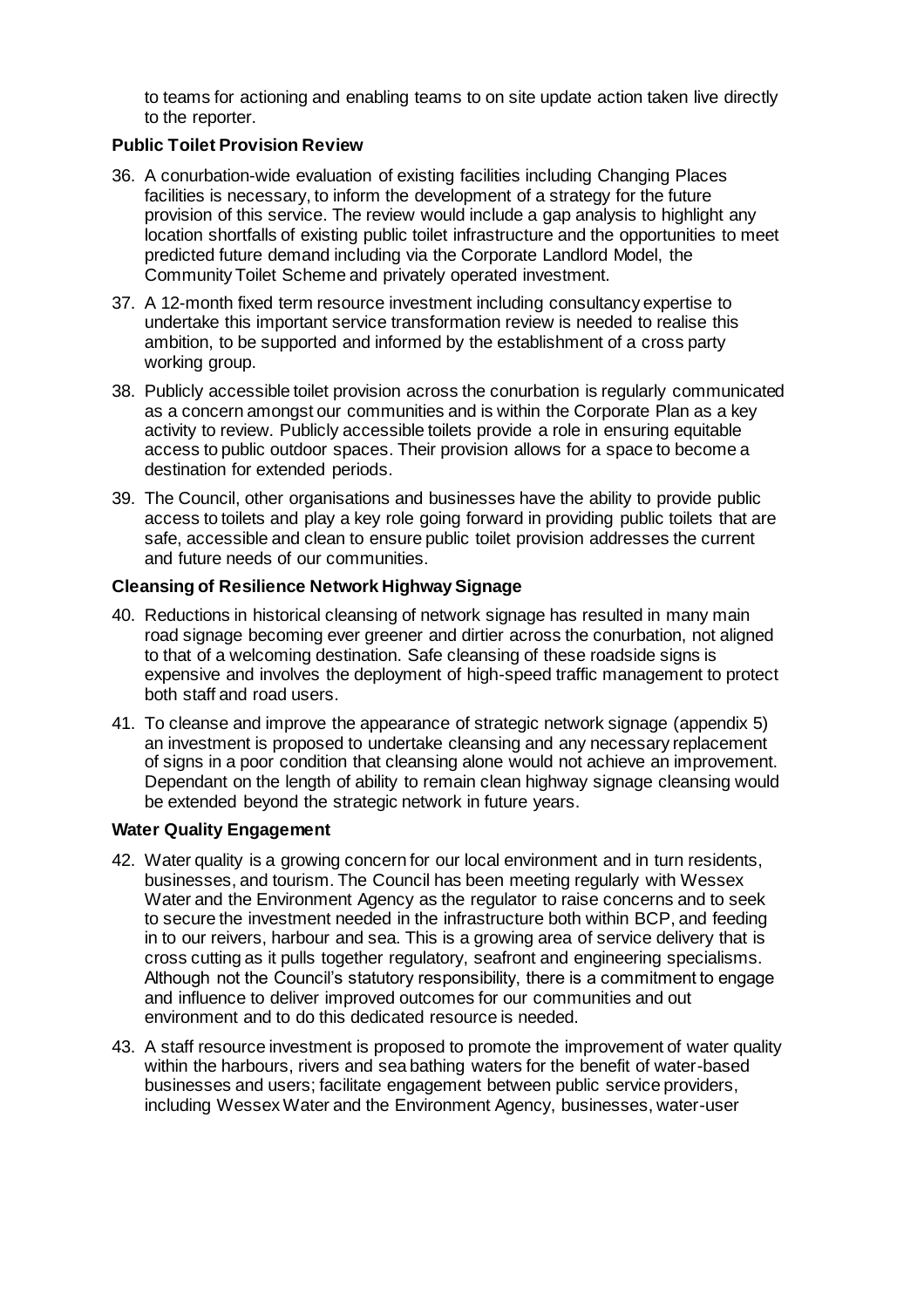to teams for actioning and enabling teams to on site update action taken live directly to the reporter.

**Public Toilet Provision Review**

36. A conurbation-wide evaluation of existing facilities including Changing Places facilities is necessary, to inform the development of a strategy for the future provision of this service. The review would include a gap analysis to highlight any location shortfalls of existing public toilet infrastructure and the opportunities to meet predicted future demand including via the Corporate Landlord Model, the Community Toilet Scheme and privately operated investment.

37. A 12-month fixed term resource investment including consultancy expertise to undertake this important service transformation review is needed to realise this ambition, to be supported and informed by the establishment of a cross party working group.

38. Publicly accessible toilet provision across the conurbation is regularly communicated as a concern amongst our communities and is within the Corporate Plan as a key activity to review. Publicly accessible toilets provide a role in ensuring equitable access to public outdoor spaces. Their provision allows for a space to become a destination for extended periods.

39. The Council, other organisations and businesses have the ability to provide public access to toilets and play a key role going forward in providing public toilets that are safe, accessible and clean to ensure public toilet provision addresses the current and future needs of our communities.

**Cleansing of Resilience Network Highway Signage**

40. Reductions in historical cleansing of network signage has resulted in many main road signage becoming ever greener and dirtier across the conurbation, not aligned to that of a welcoming destination. Safe cleansing of these roadside signs is expensive and involves the deployment of high-speed traffic management to protect both staff and road users.

41. To cleanse and improve the appearance of strategic network signage (appendix 5) an investment is proposed to undertake cleansing and any necessary replacement of signs in a poor condition that cleansing alone would not achieve an improvement. Dependant on the length of ability to remain clean highway signage cleansing would be extended beyond the strategic network in future years.

**Water Quality Engagement**

42. Water quality is a growing concern for our local environment and in turn residents, businesses, and tourism. The Council has been meeting regularly with Wessex Water and the Environment Agency as the regulator to raise concerns and to seek to secure the investment needed in the infrastructure both within BCP, and feeding in to our reivers, harbour and sea. This is a growing area of service delivery that is cross cutting as it pulls together regulatory, seafront and engineering specialisms. Although not the Council's statutory responsibility, there is a commitment to engage and influence to deliver improved outcomes for our communities and out environment and to do this dedicated resource is needed.

43. A staff resource investment is proposed to promote the improvement of water quality within the harbours, rivers and sea bathing waters for the benefit of water-based businesses and users; facilitate engagement between public service providers, including Wessex Water and the Environment Agency, businesses, water-user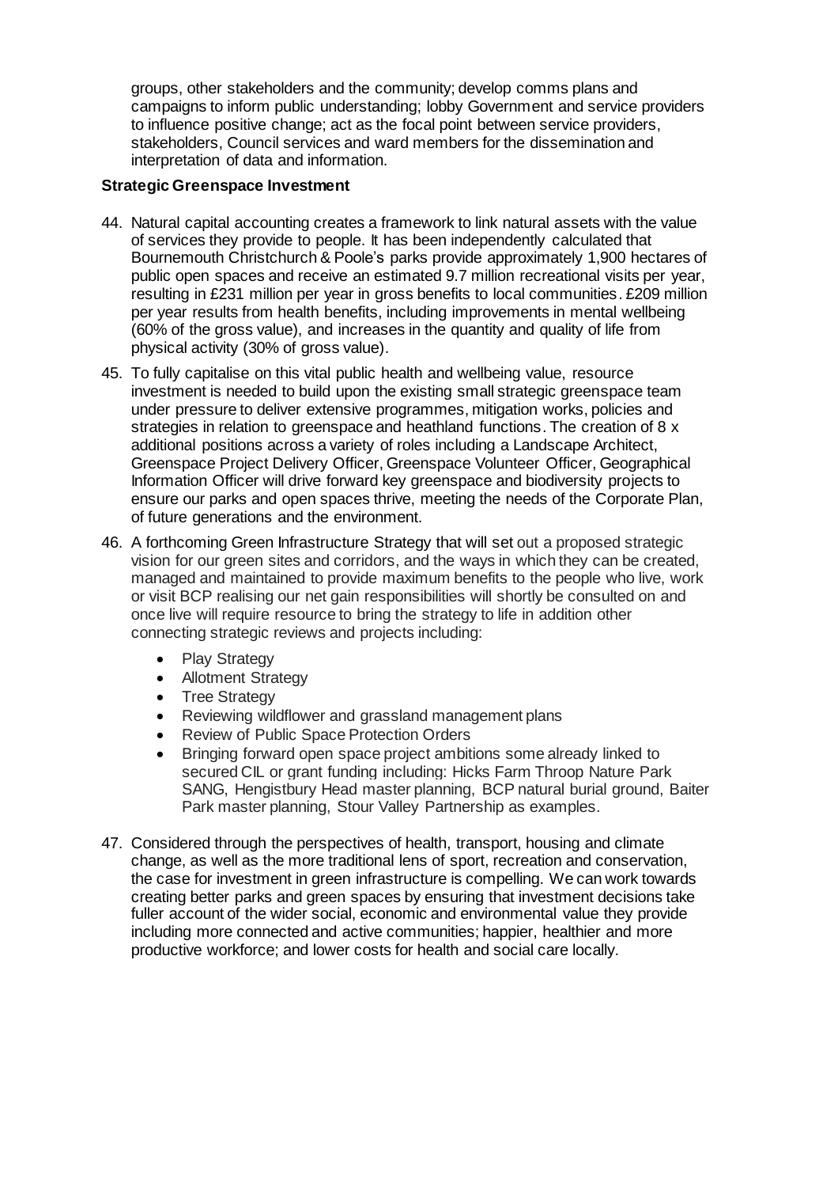groups, other stakeholders and the community; develop comms plans and campaigns to inform public understanding; lobby Government and service providers to influence positive change; act as the focal point between service providers, stakeholders, Council services and ward members for the dissemination and interpretation of data and information.

**Strategic Greenspace Investment**

44. Natural capital accounting creates a framework to link natural assets with the value of services they provide to people. It has been independently calculated that Bournemouth Christchurch & Poole's parks provide approximately 1,900 hectares of public open spaces and receive an estimated 9.7 million recreational visits per year, resulting in £231 million per year in gross benefits to local communities. £209 million per year results from health benefits, including improvements in mental wellbeing (60% of the gross value), and increases in the quantity and quality of life from physical activity (30% of gross value).

45. To fully capitalise on this vital public health and wellbeing value, resource investment is needed to build upon the existing small strategic greenspace team under pressure to deliver extensive programmes, mitigation works, policies and strategies in relation to greenspace and heathland functions. The creation of 8 x additional positions across a variety of roles including a Landscape Architect, Greenspace Project Delivery Officer, Greenspace Volunteer Officer, Geographical Information Officer will drive forward key greenspace and biodiversity projects to ensure our parks and open spaces thrive, meeting the needs of the Corporate Plan, of future generations and the environment.

46. A forthcoming Green Infrastructure Strategy that will set out a proposed strategic vision for our green sites and corridors, and the ways in which they can be created, managed and maintained to provide maximum benefits to the people who live, work or visit BCP realising our net gain responsibilities will shortly be consulted on and once live will require resource to bring the strategy to life in addition other connecting strategic reviews and projects including:

    - Play Strategy
    - Allotment Strategy
    - Tree Strategy
    - Reviewing wildflower and grassland management plans
    - Review of Public Space Protection Orders
    - Bringing forward open space project ambitions some already linked to secured CIL or grant funding including: Hicks Farm Throop Nature Park SANG, Hengistbury Head master planning, BCP natural burial ground, Baiter Park master planning, Stour Valley Partnership as examples.

47. Considered through the perspectives of health, transport, housing and climate change, as well as the more traditional lens of sport, recreation and conservation, the case for investment in green infrastructure is compelling. We can work towards creating better parks and green spaces by ensuring that investment decisions take fuller account of the wider social, economic and environmental value they provide including more connected and active communities; happier, healthier and more productive workforce; and lower costs for health and social care locally.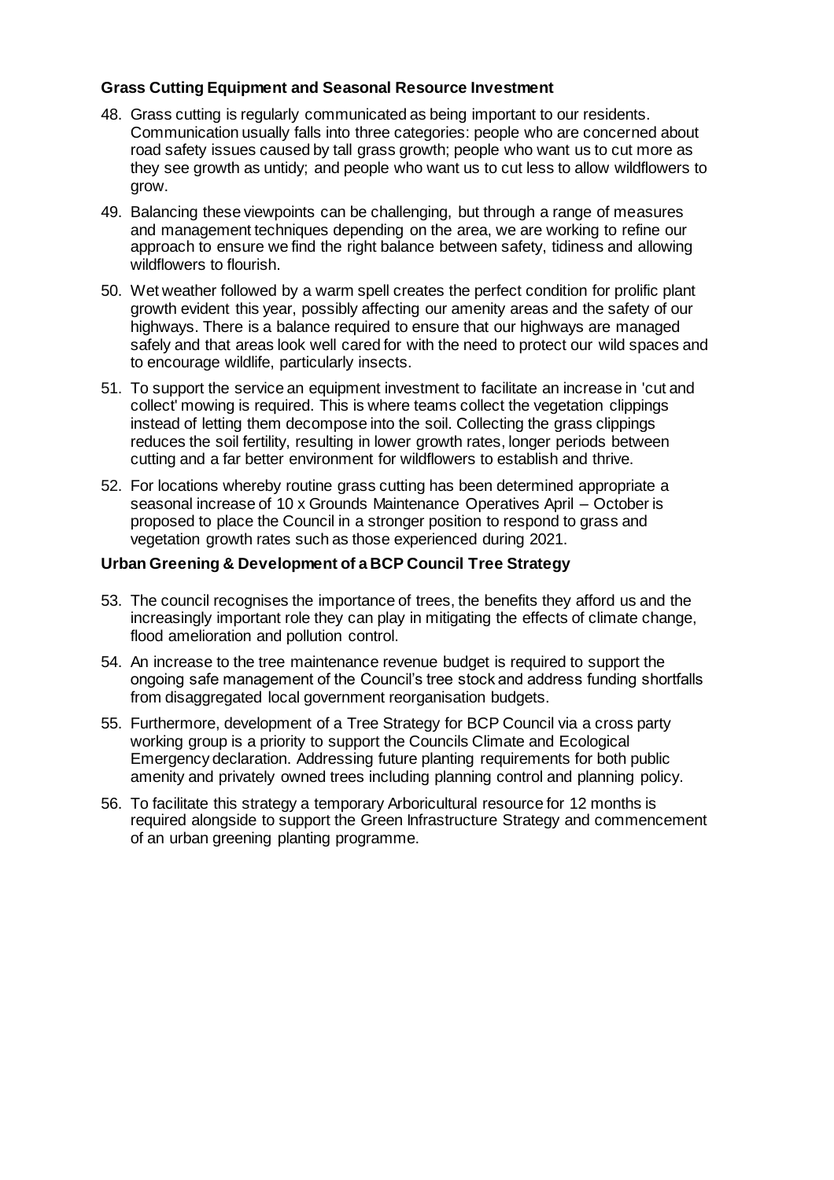**Grass Cutting Equipment and Seasonal Resource Investment**

48. Grass cutting is regularly communicated as being important to our residents. Communication usually falls into three categories: people who are concerned about road safety issues caused by tall grass growth; people who want us to cut more as they see growth as untidy; and people who want us to cut less to allow wildflowers to grow.

49. Balancing these viewpoints can be challenging, but through a range of measures and management techniques depending on the area, we are working to refine our approach to ensure we find the right balance between safety, tidiness and allowing wildflowers to flourish.

50. Wet weather followed by a warm spell creates the perfect condition for prolific plant growth evident this year, possibly affecting our amenity areas and the safety of our highways. There is a balance required to ensure that our highways are managed safely and that areas look well cared for with the need to protect our wild spaces and to encourage wildlife, particularly insects.

51. To support the service an equipment investment to facilitate an increase in 'cut and collect' mowing is required. This is where teams collect the vegetation clippings instead of letting them decompose into the soil. Collecting the grass clippings reduces the soil fertility, resulting in lower growth rates, longer periods between cutting and a far better environment for wildflowers to establish and thrive.

52. For locations whereby routine grass cutting has been determined appropriate a seasonal increase of 10 x Grounds Maintenance Operatives April – October is proposed to place the Council in a stronger position to respond to grass and vegetation growth rates such as those experienced during 2021.

**Urban Greening & Development of a BCP Council Tree Strategy**

53. The council recognises the importance of trees, the benefits they afford us and the increasingly important role they can play in mitigating the effects of climate change, flood amelioration and pollution control.

54. An increase to the tree maintenance revenue budget is required to support the ongoing safe management of the Council's tree stock and address funding shortfalls from disaggregated local government reorganisation budgets.

55. Furthermore, development of a Tree Strategy for BCP Council via a cross party working group is a priority to support the Councils Climate and Ecological Emergency declaration. Addressing future planting requirements for both public amenity and privately owned trees including planning control and planning policy.

56. To facilitate this strategy a temporary Arboricultural resource for 12 months is required alongside to support the Green Infrastructure Strategy and commencement of an urban greening planting programme.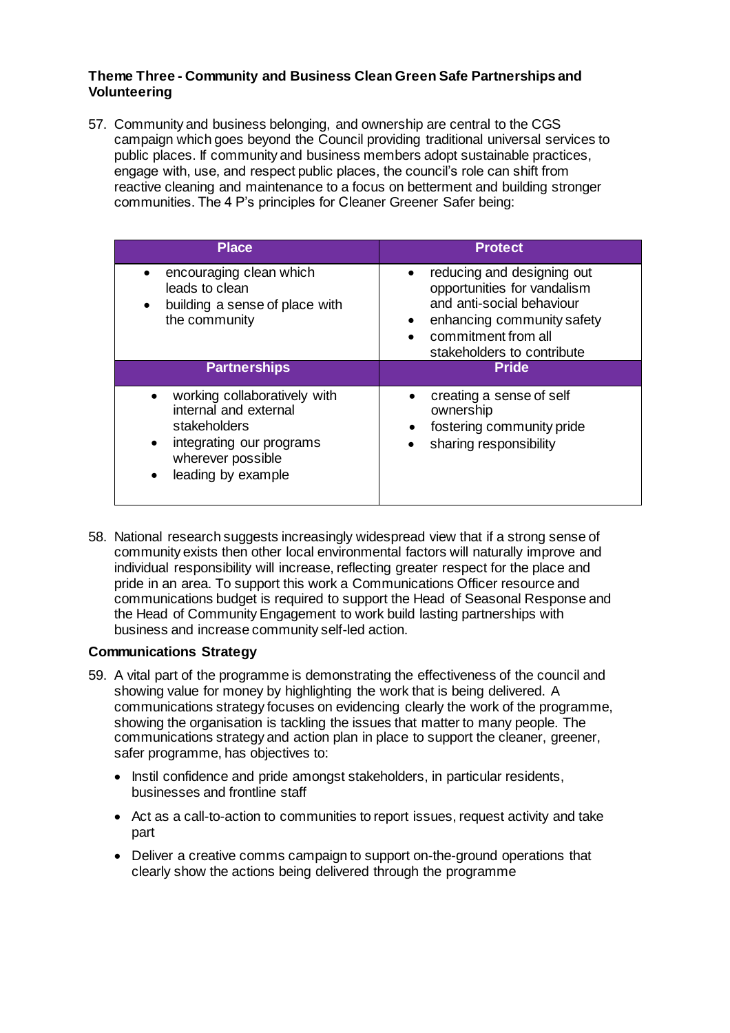**Theme Three - Community and Business Clean Green Safe Partnerships and Volunteering**

57. Community and business belonging, and ownership are central to the CGS campaign which goes beyond the Council providing traditional universal services to public places. If community and business members adopt sustainable practices, engage with, use, and respect public places, the council's role can shift from reactive cleaning and maintenance to a focus on betterment and building stronger communities. The 4 P's principles for Cleaner Greener Safer being:

| Place | Protect |
|---|---|
| • encouraging clean which leads to clean<br>• building a sense of place with the community | • reducing and designing out opportunities for vandalism and anti-social behaviour<br>• enhancing community safety<br>• commitment from all stakeholders to contribute |
| **Partnerships** | **Pride** |
| • working collaboratively with internal and external stakeholders<br>• integrating our programs wherever possible<br>• leading by example | • creating a sense of self ownership<br>• fostering community pride<br>• sharing responsibility |

58. National research suggests increasingly widespread view that if a strong sense of community exists then other local environmental factors will naturally improve and individual responsibility will increase, reflecting greater respect for the place and pride in an area. To support this work a Communications Officer resource and communications budget is required to support the Head of Seasonal Response and the Head of Community Engagement to work build lasting partnerships with business and increase community self-led action.

**Communications Strategy**

59. A vital part of the programme is demonstrating the effectiveness of the council and showing value for money by highlighting the work that is being delivered. A communications strategy focuses on evidencing clearly the work of the programme, showing the organisation is tackling the issues that matter to many people. The communications strategy and action plan in place to support the cleaner, greener, safer programme, has objectives to:

- Instil confidence and pride amongst stakeholders, in particular residents, businesses and frontline staff
- Act as a call-to-action to communities to report issues, request activity and take part
- Deliver a creative comms campaign to support on-the-ground operations that clearly show the actions being delivered through the programme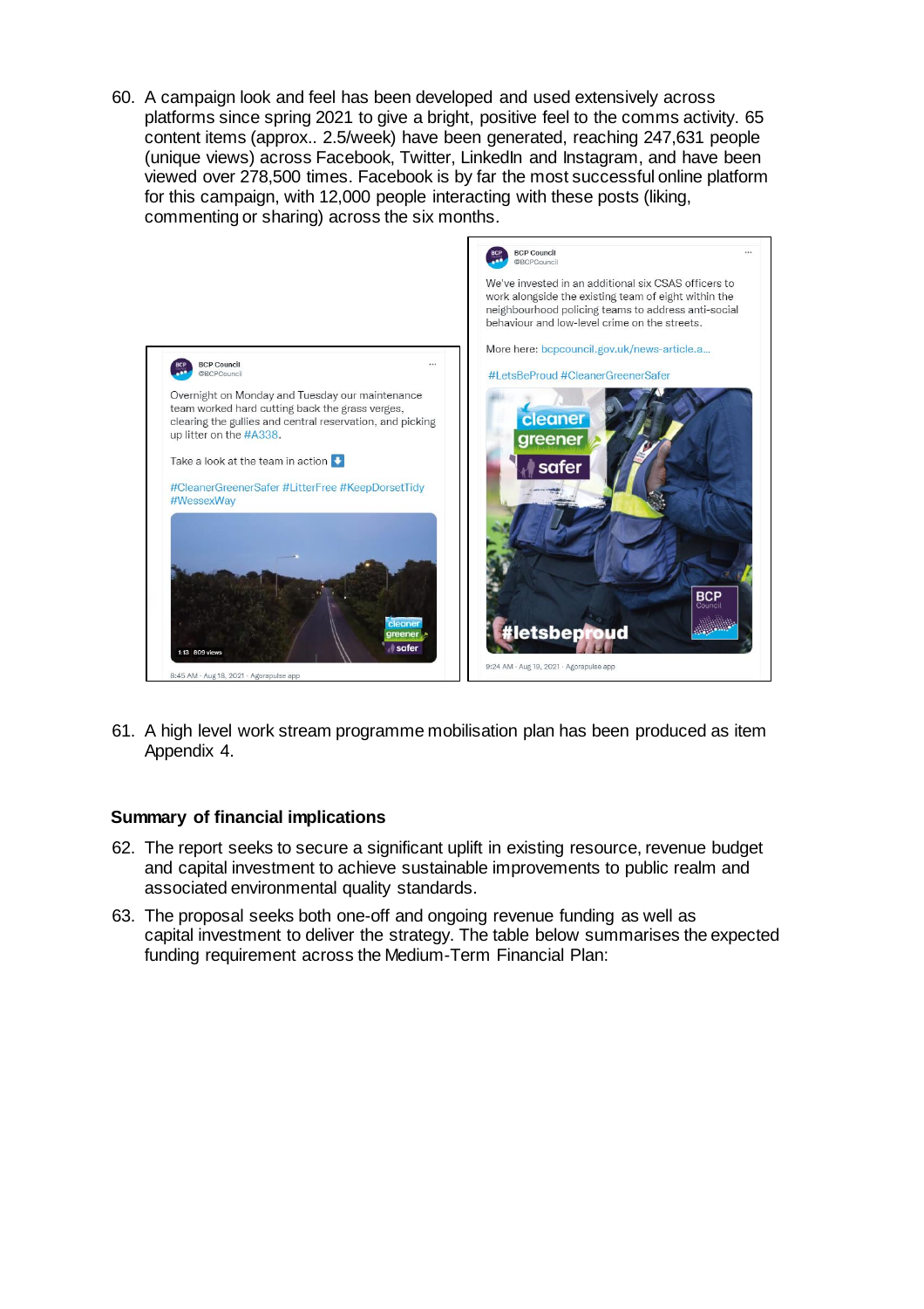60. A campaign look and feel has been developed and used extensively across platforms since spring 2021 to give a bright, positive feel to the comms activity. 65 content items (approx.. 2.5/week) have been generated, reaching 247,631 people (unique views) across Facebook, Twitter, LinkedIn and Instagram, and have been viewed over 278,500 times. Facebook is by far the most successful online platform for this campaign, with 12,000 people interacting with these posts (liking, commenting or sharing) across the six months.

> **BCP Council** @BCPCouncil
>
> Overnight on Monday and Tuesday our maintenance team worked hard cutting back the grass verges, clearing the gullies and central reservation, and picking up litter on the #A338.
>
> Take a look at the team in action ⬇️
>
> #CleanerGreenerSafer #LitterFree #KeepDorsetTidy #WessexWay
>
> 1:13 809 views
>
> 8:45 AM · Aug 18, 2021 · Agorapulse app

> **BCP Council** @BCPCouncil
>
> We've invested in an additional six CSAS officers to work alongside the existing team of eight within the neighbourhood policing teams to address anti-social behaviour and low-level crime on the streets.
>
> More here: bcpcouncil.gov.uk/news-article.a...
>
> #LetsBeProud #CleanerGreenerSafer
>
> cleaner greener safer #letsbeproud BCP Council
>
> 9:24 AM · Aug 19, 2021 · Agorapulse app

61. A high level work stream programme mobilisation plan has been produced as item Appendix 4.

### Summary of financial implications

62. The report seeks to secure a significant uplift in existing resource, revenue budget and capital investment to achieve sustainable improvements to public realm and associated environmental quality standards.

63. The proposal seeks both one-off and ongoing revenue funding as well as capital investment to deliver the strategy. The table below summarises the expected funding requirement across the Medium-Term Financial Plan: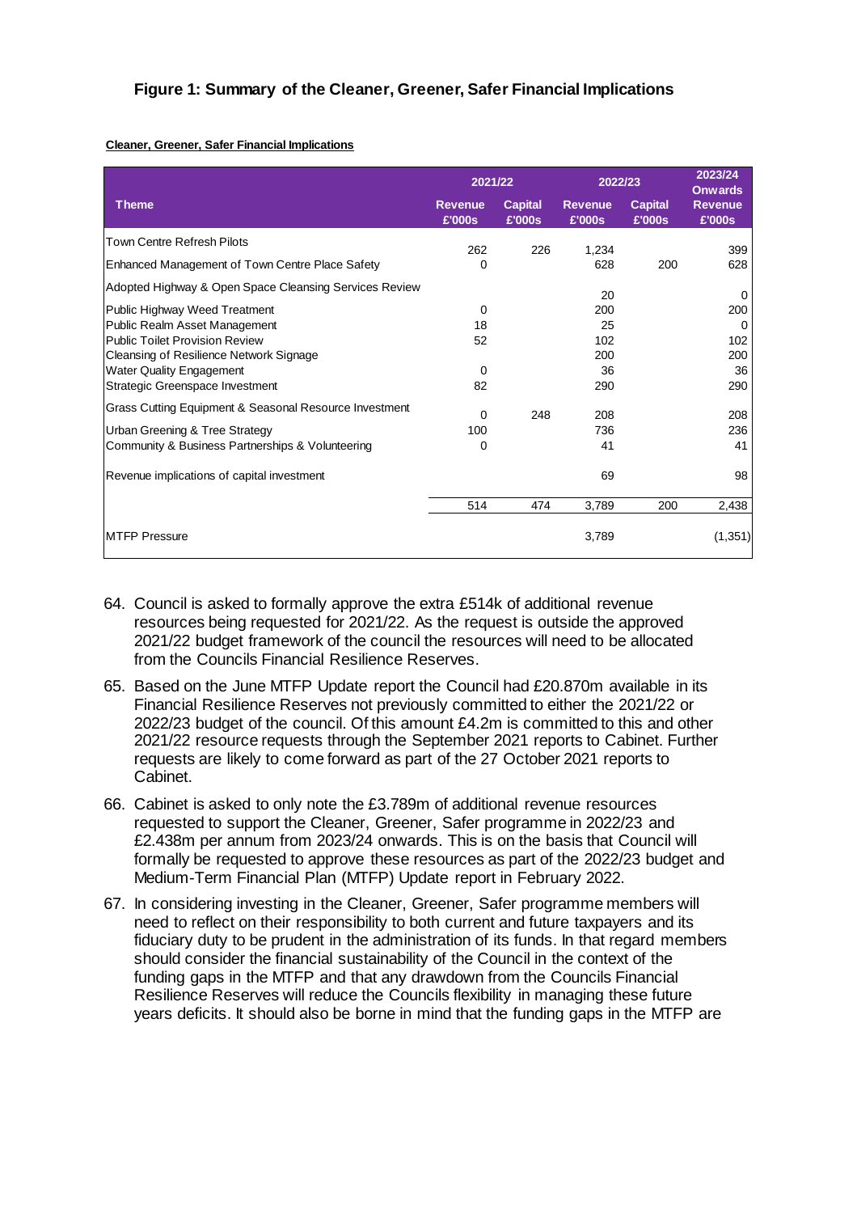### Figure 1: Summary of the Cleaner, Greener, Safer Financial Implications

**Cleaner, Greener, Safer Financial Implications**

| Theme | 2021/22 Revenue £'000s | 2021/22 Capital £'000s | 2022/23 Revenue £'000s | 2022/23 Capital £'000s | 2023/24 Onwards Revenue £'000s |
|---|---|---|---|---|---|
| Town Centre Refresh Pilots | 262 | 226 | 1,234 | | 399 |
| Enhanced Management of Town Centre Place Safety | 0 | | 628 | 200 | 628 |
| Adopted Highway & Open Space Cleansing Services Review | | | 20 | | 0 |
| Public Highway Weed Treatment | 0 | | 200 | | 200 |
| Public Realm Asset Management | 18 | | 25 | | 0 |
| Public Toilet Provision Review | 52 | | 102 | | 102 |
| Cleansing of Resilience Network Signage | | | 200 | | 200 |
| Water Quality Engagement | 0 | | 36 | | 36 |
| Strategic Greenspace Investment | 82 | | 290 | | 290 |
| Grass Cutting Equipment & Seasonal Resource Investment | 0 | 248 | 208 | | 208 |
| Urban Greening & Tree Strategy | 100 | | 736 | | 236 |
| Community & Business Partnerships & Volunteering | 0 | | 41 | | 41 |
| Revenue implications of capital investment | | | 69 | | 98 |
| | 514 | 474 | 3,789 | 200 | 2,438 |
| MTFP Pressure | | | 3,789 | | (1,351) |

64. Council is asked to formally approve the extra £514k of additional revenue resources being requested for 2021/22. As the request is outside the approved 2021/22 budget framework of the council the resources will need to be allocated from the Councils Financial Resilience Reserves.

65. Based on the June MTFP Update report the Council had £20.870m available in its Financial Resilience Reserves not previously committed to either the 2021/22 or 2022/23 budget of the council. Of this amount £4.2m is committed to this and other 2021/22 resource requests through the September 2021 reports to Cabinet. Further requests are likely to come forward as part of the 27 October 2021 reports to Cabinet.

66. Cabinet is asked to only note the £3.789m of additional revenue resources requested to support the Cleaner, Greener, Safer programme in 2022/23 and £2.438m per annum from 2023/24 onwards. This is on the basis that Council will formally be requested to approve these resources as part of the 2022/23 budget and Medium-Term Financial Plan (MTFP) Update report in February 2022.

67. In considering investing in the Cleaner, Greener, Safer programme members will need to reflect on their responsibility to both current and future taxpayers and its fiduciary duty to be prudent in the administration of its funds. In that regard members should consider the financial sustainability of the Council in the context of the funding gaps in the MTFP and that any drawdown from the Councils Financial Resilience Reserves will reduce the Councils flexibility in managing these future years deficits. It should also be borne in mind that the funding gaps in the MTFP are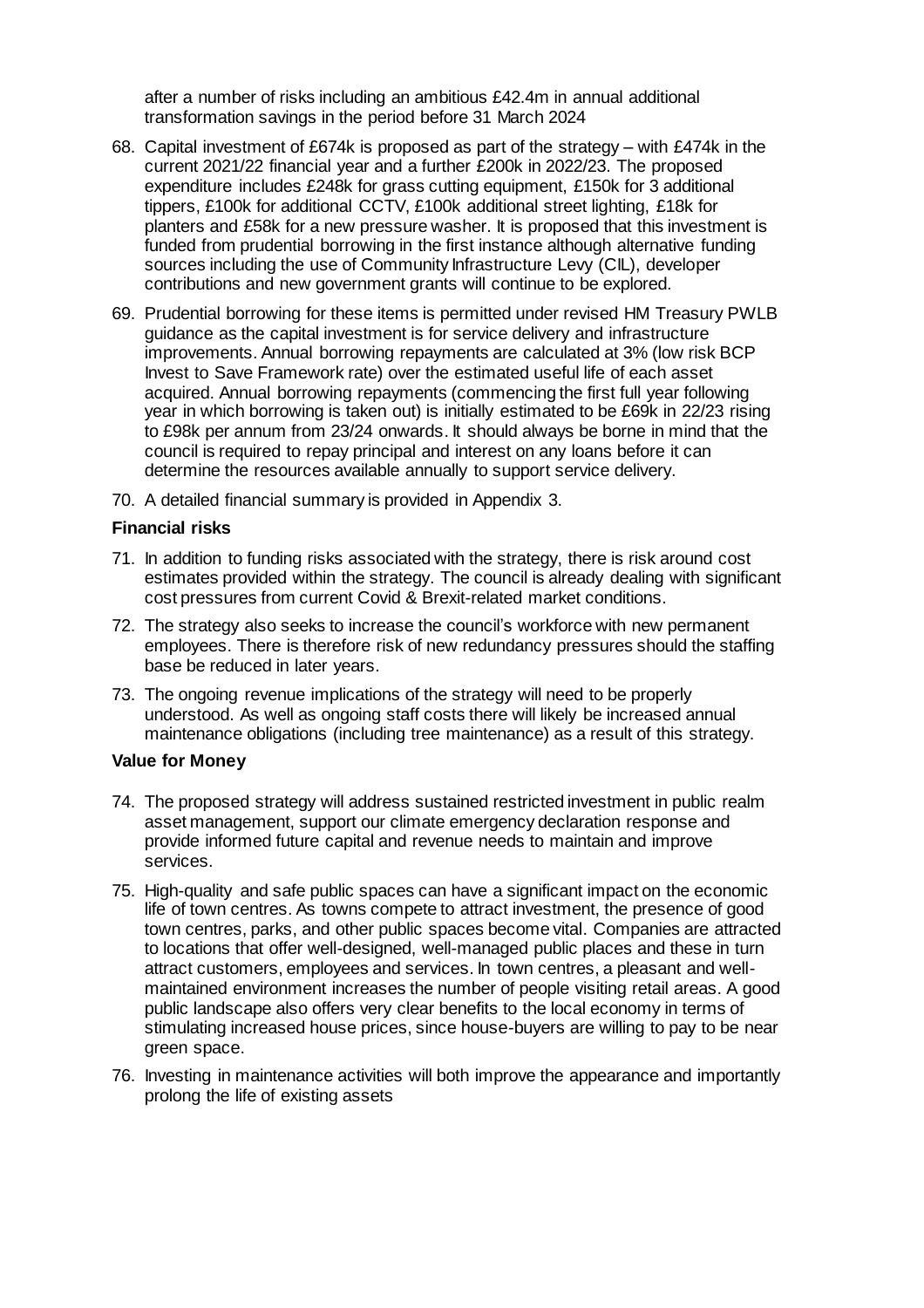after a number of risks including an ambitious £42.4m in annual additional transformation savings in the period before 31 March 2024

68. Capital investment of £674k is proposed as part of the strategy – with £474k in the current 2021/22 financial year and a further £200k in 2022/23. The proposed expenditure includes £248k for grass cutting equipment, £150k for 3 additional tippers, £100k for additional CCTV, £100k additional street lighting, £18k for planters and £58k for a new pressure washer. It is proposed that this investment is funded from prudential borrowing in the first instance although alternative funding sources including the use of Community Infrastructure Levy (CIL), developer contributions and new government grants will continue to be explored.

69. Prudential borrowing for these items is permitted under revised HM Treasury PWLB guidance as the capital investment is for service delivery and infrastructure improvements. Annual borrowing repayments are calculated at 3% (low risk BCP Invest to Save Framework rate) over the estimated useful life of each asset acquired. Annual borrowing repayments (commencing the first full year following year in which borrowing is taken out) is initially estimated to be £69k in 22/23 rising to £98k per annum from 23/24 onwards. It should always be borne in mind that the council is required to repay principal and interest on any loans before it can determine the resources available annually to support service delivery.

70. A detailed financial summary is provided in Appendix 3.

**Financial risks**

71. In addition to funding risks associated with the strategy, there is risk around cost estimates provided within the strategy. The council is already dealing with significant cost pressures from current Covid & Brexit-related market conditions.

72. The strategy also seeks to increase the council's workforce with new permanent employees. There is therefore risk of new redundancy pressures should the staffing base be reduced in later years.

73. The ongoing revenue implications of the strategy will need to be properly understood. As well as ongoing staff costs there will likely be increased annual maintenance obligations (including tree maintenance) as a result of this strategy.

**Value for Money**

74. The proposed strategy will address sustained restricted investment in public realm asset management, support our climate emergency declaration response and provide informed future capital and revenue needs to maintain and improve services.

75. High-quality and safe public spaces can have a significant impact on the economic life of town centres. As towns compete to attract investment, the presence of good town centres, parks, and other public spaces become vital. Companies are attracted to locations that offer well-designed, well-managed public places and these in turn attract customers, employees and services. In town centres, a pleasant and well-maintained environment increases the number of people visiting retail areas. A good public landscape also offers very clear benefits to the local economy in terms of stimulating increased house prices, since house-buyers are willing to pay to be near green space.

76. Investing in maintenance activities will both improve the appearance and importantly prolong the life of existing assets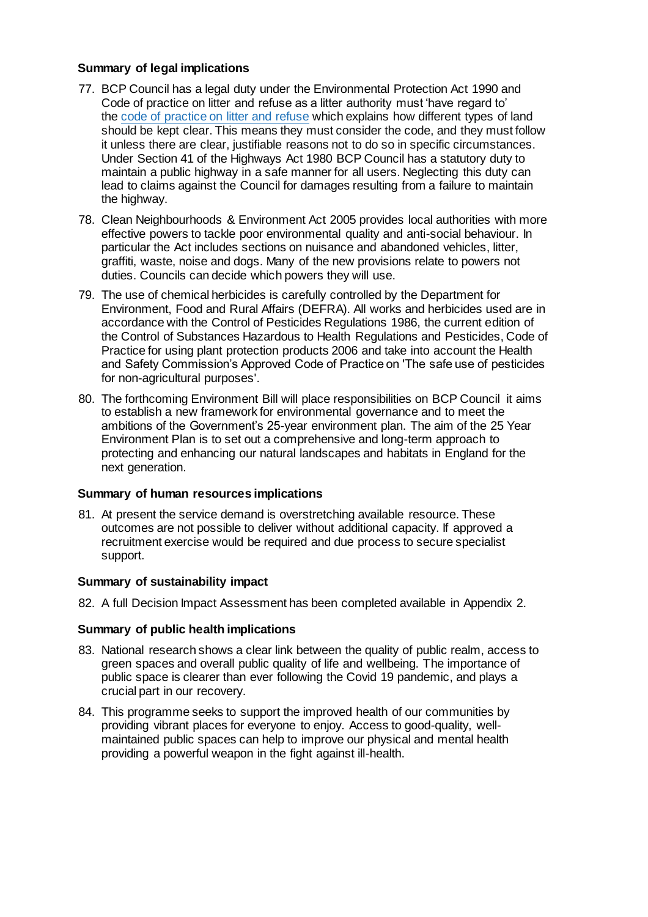**Summary of legal implications**

77. BCP Council has a legal duty under the Environmental Protection Act 1990 and Code of practice on litter and refuse as a litter authority must 'have regard to' the [code of practice on litter and refuse]() which explains how different types of land should be kept clear. This means they must consider the code, and they must follow it unless there are clear, justifiable reasons not to do so in specific circumstances. Under Section 41 of the Highways Act 1980 BCP Council has a statutory duty to maintain a public highway in a safe manner for all users. Neglecting this duty can lead to claims against the Council for damages resulting from a failure to maintain the highway.

78. Clean Neighbourhoods & Environment Act 2005 provides local authorities with more effective powers to tackle poor environmental quality and anti-social behaviour. In particular the Act includes sections on nuisance and abandoned vehicles, litter, graffiti, waste, noise and dogs. Many of the new provisions relate to powers not duties. Councils can decide which powers they will use.

79. The use of chemical herbicides is carefully controlled by the Department for Environment, Food and Rural Affairs (DEFRA). All works and herbicides used are in accordance with the Control of Pesticides Regulations 1986, the current edition of the Control of Substances Hazardous to Health Regulations and Pesticides, Code of Practice for using plant protection products 2006 and take into account the Health and Safety Commission's Approved Code of Practice on 'The safe use of pesticides for non-agricultural purposes'.

80. The forthcoming Environment Bill will place responsibilities on BCP Council it aims to establish a new framework for environmental governance and to meet the ambitions of the Government's 25-year environment plan. The aim of the 25 Year Environment Plan is to set out a comprehensive and long-term approach to protecting and enhancing our natural landscapes and habitats in England for the next generation.

**Summary of human resources implications**

81. At present the service demand is overstretching available resource. These outcomes are not possible to deliver without additional capacity. If approved a recruitment exercise would be required and due process to secure specialist support.

**Summary of sustainability impact**

82. A full Decision Impact Assessment has been completed available in Appendix 2.

**Summary of public health implications**

83. National research shows a clear link between the quality of public realm, access to green spaces and overall public quality of life and wellbeing. The importance of public space is clearer than ever following the Covid 19 pandemic, and plays a crucial part in our recovery.

84. This programme seeks to support the improved health of our communities by providing vibrant places for everyone to enjoy. Access to good-quality, well-maintained public spaces can help to improve our physical and mental health providing a powerful weapon in the fight against ill-health.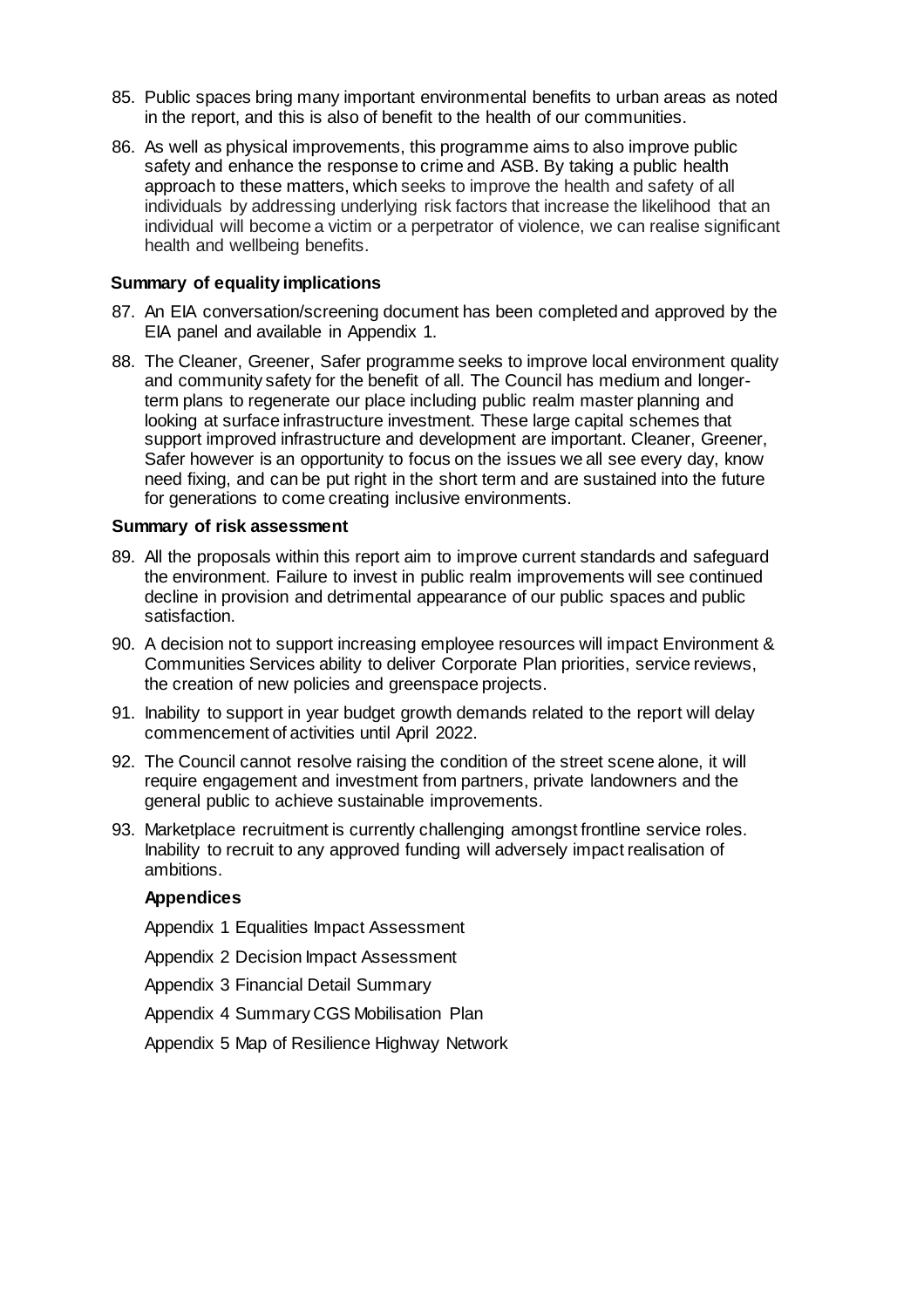85. Public spaces bring many important environmental benefits to urban areas as noted in the report, and this is also of benefit to the health of our communities.

86. As well as physical improvements, this programme aims to also improve public safety and enhance the response to crime and ASB. By taking a public health approach to these matters, which seeks to improve the health and safety of all individuals by addressing underlying risk factors that increase the likelihood that an individual will become a victim or a perpetrator of violence, we can realise significant health and wellbeing benefits.

**Summary of equality implications**

87. An EIA conversation/screening document has been completed and approved by the EIA panel and available in Appendix 1.

88. The Cleaner, Greener, Safer programme seeks to improve local environment quality and community safety for the benefit of all. The Council has medium and longer-term plans to regenerate our place including public realm master planning and looking at surface infrastructure investment. These large capital schemes that support improved infrastructure and development are important. Cleaner, Greener, Safer however is an opportunity to focus on the issues we all see every day, know need fixing, and can be put right in the short term and are sustained into the future for generations to come creating inclusive environments.

**Summary of risk assessment**

89. All the proposals within this report aim to improve current standards and safeguard the environment. Failure to invest in public realm improvements will see continued decline in provision and detrimental appearance of our public spaces and public satisfaction.

90. A decision not to support increasing employee resources will impact Environment & Communities Services ability to deliver Corporate Plan priorities, service reviews, the creation of new policies and greenspace projects.

91. Inability to support in year budget growth demands related to the report will delay commencement of activities until April 2022.

92. The Council cannot resolve raising the condition of the street scene alone, it will require engagement and investment from partners, private landowners and the general public to achieve sustainable improvements.

93. Marketplace recruitment is currently challenging amongst frontline service roles. Inability to recruit to any approved funding will adversely impact realisation of ambitions.

**Appendices**

Appendix 1 Equalities Impact Assessment

Appendix 2 Decision Impact Assessment

Appendix 3 Financial Detail Summary

Appendix 4 Summary CGS Mobilisation Plan

Appendix 5 Map of Resilience Highway Network